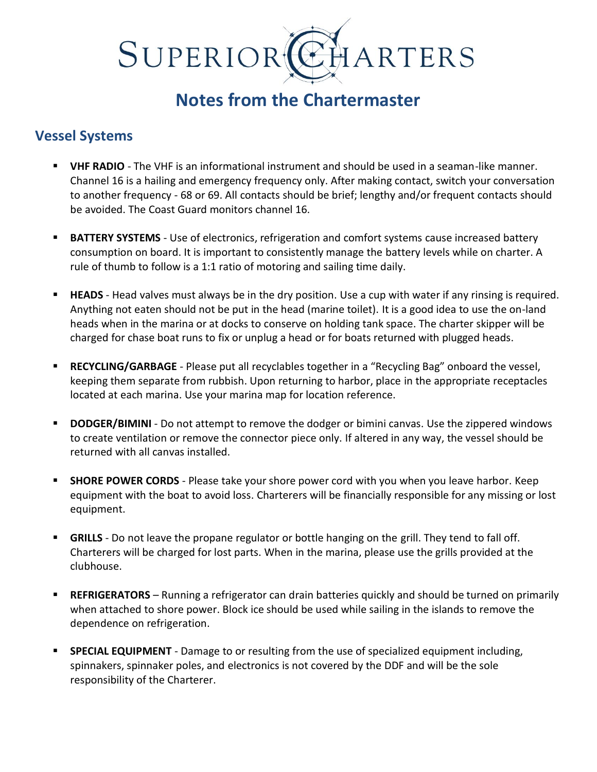# SUPERIOR CHARTERS

## Notes from the Chartermaster

### Vessel Systems

- **VHF RADIO** - The VHF is an informational instrument and should be used in a seaman-like manner. Channel 16 is a hailing and emergency frequency only. After making contact, switch your conversation to another frequency - 68 or 69. All contacts should be brief; lengthy and/or frequent contacts should be avoided. The Coast Guard monitors channel 16.

- **BATTERY SYSTEMS** - Use of electronics, refrigeration and comfort systems cause increased battery consumption on board. It is important to consistently manage the battery levels while on charter. A rule of thumb to follow is a 1:1 ratio of motoring and sailing time daily.

- **HEADS** - Head valves must always be in the dry position. Use a cup with water if any rinsing is required. Anything not eaten should not be put in the head (marine toilet). It is a good idea to use the on-land heads when in the marina or at docks to conserve on holding tank space. The charter skipper will be charged for chase boat runs to fix or unplug a head or for boats returned with plugged heads.

- **RECYCLING/GARBAGE** - Please put all recyclables together in a "Recycling Bag" onboard the vessel, keeping them separate from rubbish. Upon returning to harbor, place in the appropriate receptacles located at each marina. Use your marina map for location reference.

- **DODGER/BIMINI** - Do not attempt to remove the dodger or bimini canvas. Use the zippered windows to create ventilation or remove the connector piece only. If altered in any way, the vessel should be returned with all canvas installed.

- **SHORE POWER CORDS** - Please take your shore power cord with you when you leave harbor. Keep equipment with the boat to avoid loss. Charterers will be financially responsible for any missing or lost equipment.

- **GRILLS** - Do not leave the propane regulator or bottle hanging on the grill. They tend to fall off. Charterers will be charged for lost parts. When in the marina, please use the grills provided at the clubhouse.

- **REFRIGERATORS** – Running a refrigerator can drain batteries quickly and should be turned on primarily when attached to shore power. Block ice should be used while sailing in the islands to remove the dependence on refrigeration.

- **SPECIAL EQUIPMENT** - Damage to or resulting from the use of specialized equipment including, spinnakers, spinnaker poles, and electronics is not covered by the DDF and will be the sole responsibility of the Charterer.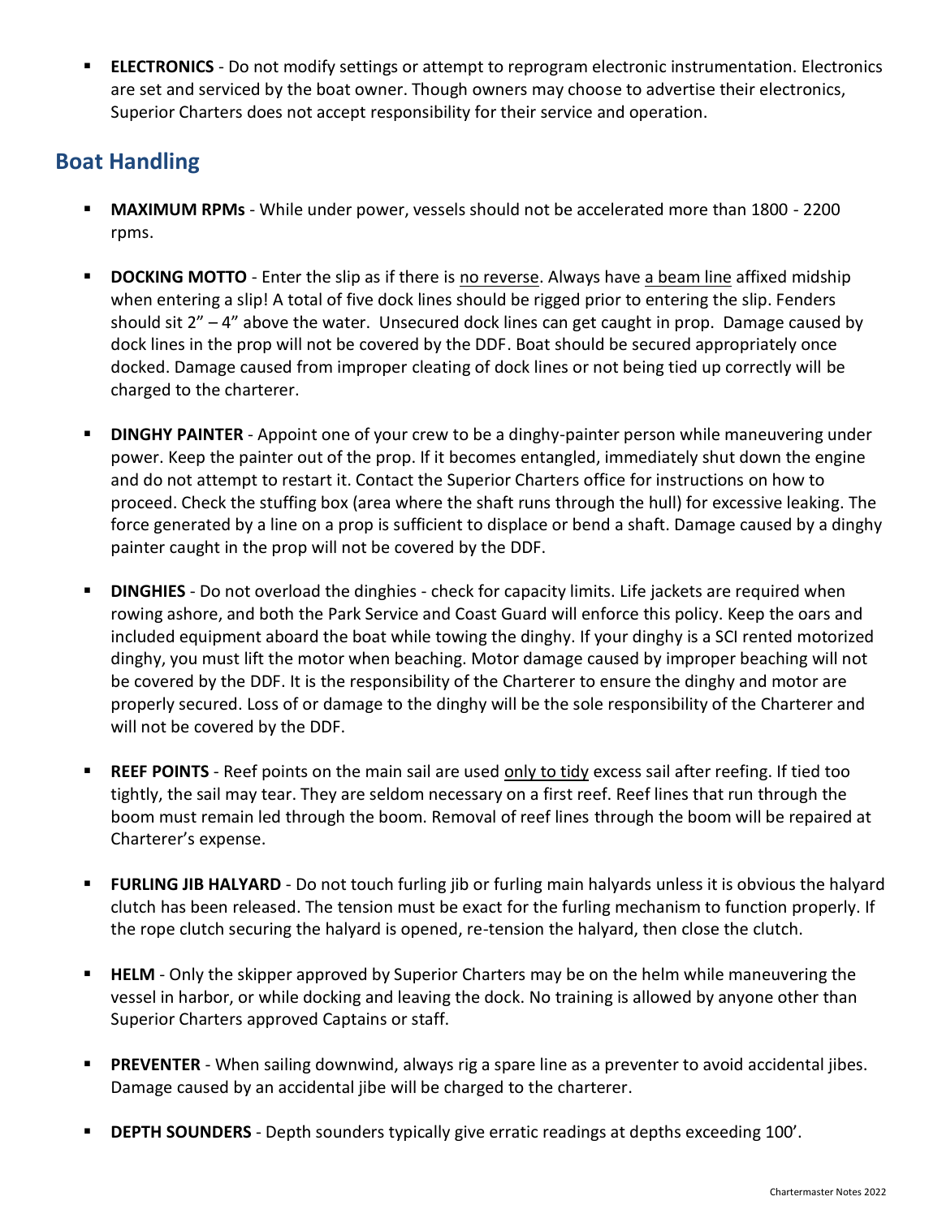- **ELECTRONICS** - Do not modify settings or attempt to reprogram electronic instrumentation. Electronics are set and serviced by the boat owner. Though owners may choose to advertise their electronics, Superior Charters does not accept responsibility for their service and operation.

## Boat Handling

- **MAXIMUM RPMs** - While under power, vessels should not be accelerated more than 1800 - 2200 rpms.

- **DOCKING MOTTO** - Enter the slip as if there is <u>no reverse</u>. Always have <u>a beam line</u> affixed midship when entering a slip! A total of five dock lines should be rigged prior to entering the slip. Fenders should sit 2" – 4" above the water. Unsecured dock lines can get caught in prop. Damage caused by dock lines in the prop will not be covered by the DDF. Boat should be secured appropriately once docked. Damage caused from improper cleating of dock lines or not being tied up correctly will be charged to the charterer.

- **DINGHY PAINTER** - Appoint one of your crew to be a dinghy-painter person while maneuvering under power. Keep the painter out of the prop. If it becomes entangled, immediately shut down the engine and do not attempt to restart it. Contact the Superior Charters office for instructions on how to proceed. Check the stuffing box (area where the shaft runs through the hull) for excessive leaking. The force generated by a line on a prop is sufficient to displace or bend a shaft. Damage caused by a dinghy painter caught in the prop will not be covered by the DDF.

- **DINGHIES** - Do not overload the dinghies - check for capacity limits. Life jackets are required when rowing ashore, and both the Park Service and Coast Guard will enforce this policy. Keep the oars and included equipment aboard the boat while towing the dinghy. If your dinghy is a SCI rented motorized dinghy, you must lift the motor when beaching. Motor damage caused by improper beaching will not be covered by the DDF. It is the responsibility of the Charterer to ensure the dinghy and motor are properly secured. Loss of or damage to the dinghy will be the sole responsibility of the Charterer and will not be covered by the DDF.

- **REEF POINTS** - Reef points on the main sail are used <u>only to tidy</u> excess sail after reefing. If tied too tightly, the sail may tear. They are seldom necessary on a first reef. Reef lines that run through the boom must remain led through the boom. Removal of reef lines through the boom will be repaired at Charterer's expense.

- **FURLING JIB HALYARD** - Do not touch furling jib or furling main halyards unless it is obvious the halyard clutch has been released. The tension must be exact for the furling mechanism to function properly. If the rope clutch securing the halyard is opened, re-tension the halyard, then close the clutch.

- **HELM** - Only the skipper approved by Superior Charters may be on the helm while maneuvering the vessel in harbor, or while docking and leaving the dock. No training is allowed by anyone other than Superior Charters approved Captains or staff.

- **PREVENTER** - When sailing downwind, always rig a spare line as a preventer to avoid accidental jibes. Damage caused by an accidental jibe will be charged to the charterer.

- **DEPTH SOUNDERS** - Depth sounders typically give erratic readings at depths exceeding 100'.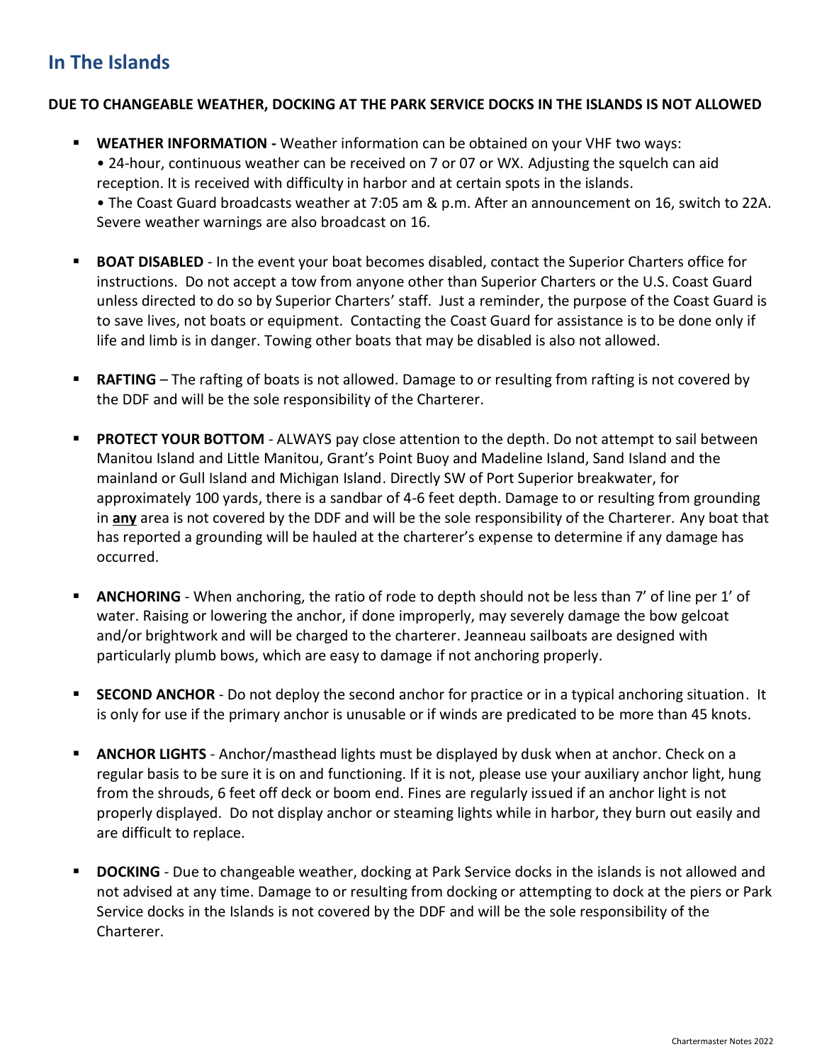## In The Islands

**DUE TO CHANGEABLE WEATHER, DOCKING AT THE PARK SERVICE DOCKS IN THE ISLANDS IS NOT ALLOWED**

- **WEATHER INFORMATION -** Weather information can be obtained on your VHF two ways:
  • 24-hour, continuous weather can be received on 7 or 07 or WX. Adjusting the squelch can aid reception. It is received with difficulty in harbor and at certain spots in the islands.
  • The Coast Guard broadcasts weather at 7:05 am & p.m. After an announcement on 16, switch to 22A. Severe weather warnings are also broadcast on 16.

- **BOAT DISABLED** - In the event your boat becomes disabled, contact the Superior Charters office for instructions. Do not accept a tow from anyone other than Superior Charters or the U.S. Coast Guard unless directed to do so by Superior Charters' staff. Just a reminder, the purpose of the Coast Guard is to save lives, not boats or equipment. Contacting the Coast Guard for assistance is to be done only if life and limb is in danger. Towing other boats that may be disabled is also not allowed.

- **RAFTING** – The rafting of boats is not allowed. Damage to or resulting from rafting is not covered by the DDF and will be the sole responsibility of the Charterer.

- **PROTECT YOUR BOTTOM** - ALWAYS pay close attention to the depth. Do not attempt to sail between Manitou Island and Little Manitou, Grant's Point Buoy and Madeline Island, Sand Island and the mainland or Gull Island and Michigan Island. Directly SW of Port Superior breakwater, for approximately 100 yards, there is a sandbar of 4-6 feet depth. Damage to or resulting from grounding in **any** area is not covered by the DDF and will be the sole responsibility of the Charterer. Any boat that has reported a grounding will be hauled at the charterer's expense to determine if any damage has occurred.

- **ANCHORING** - When anchoring, the ratio of rode to depth should not be less than 7' of line per 1' of water. Raising or lowering the anchor, if done improperly, may severely damage the bow gelcoat and/or brightwork and will be charged to the charterer. Jeanneau sailboats are designed with particularly plumb bows, which are easy to damage if not anchoring properly.

- **SECOND ANCHOR** - Do not deploy the second anchor for practice or in a typical anchoring situation. It is only for use if the primary anchor is unusable or if winds are predicated to be more than 45 knots.

- **ANCHOR LIGHTS** - Anchor/masthead lights must be displayed by dusk when at anchor. Check on a regular basis to be sure it is on and functioning. If it is not, please use your auxiliary anchor light, hung from the shrouds, 6 feet off deck or boom end. Fines are regularly issued if an anchor light is not properly displayed. Do not display anchor or steaming lights while in harbor, they burn out easily and are difficult to replace.

- **DOCKING** - Due to changeable weather, docking at Park Service docks in the islands is not allowed and not advised at any time. Damage to or resulting from docking or attempting to dock at the piers or Park Service docks in the Islands is not covered by the DDF and will be the sole responsibility of the Charterer.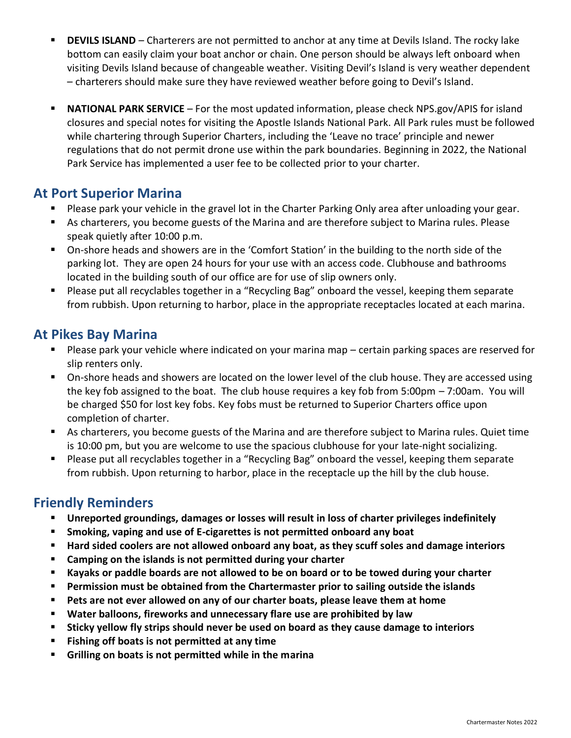- **DEVILS ISLAND** – Charterers are not permitted to anchor at any time at Devils Island. The rocky lake bottom can easily claim your boat anchor or chain. One person should be always left onboard when visiting Devils Island because of changeable weather. Visiting Devil's Island is very weather dependent – charterers should make sure they have reviewed weather before going to Devil's Island.

- **NATIONAL PARK SERVICE** – For the most updated information, please check NPS.gov/APIS for island closures and special notes for visiting the Apostle Islands National Park. All Park rules must be followed while chartering through Superior Charters, including the 'Leave no trace' principle and newer regulations that do not permit drone use within the park boundaries. Beginning in 2022, the National Park Service has implemented a user fee to be collected prior to your charter.

## At Port Superior Marina

- Please park your vehicle in the gravel lot in the Charter Parking Only area after unloading your gear.
- As charterers, you become guests of the Marina and are therefore subject to Marina rules. Please speak quietly after 10:00 p.m.
- On-shore heads and showers are in the 'Comfort Station' in the building to the north side of the parking lot. They are open 24 hours for your use with an access code. Clubhouse and bathrooms located in the building south of our office are for use of slip owners only.
- Please put all recyclables together in a "Recycling Bag" onboard the vessel, keeping them separate from rubbish. Upon returning to harbor, place in the appropriate receptacles located at each marina.

## At Pikes Bay Marina

- Please park your vehicle where indicated on your marina map – certain parking spaces are reserved for slip renters only.
- On-shore heads and showers are located on the lower level of the club house. They are accessed using the key fob assigned to the boat. The club house requires a key fob from 5:00pm – 7:00am. You will be charged $50 for lost key fobs. Key fobs must be returned to Superior Charters office upon completion of charter.
- As charterers, you become guests of the Marina and are therefore subject to Marina rules. Quiet time is 10:00 pm, but you are welcome to use the spacious clubhouse for your late-night socializing.
- Please put all recyclables together in a "Recycling Bag" onboard the vessel, keeping them separate from rubbish. Upon returning to harbor, place in the receptacle up the hill by the club house.

## Friendly Reminders

- **Unreported groundings, damages or losses will result in loss of charter privileges indefinitely**
- **Smoking, vaping and use of E-cigarettes is not permitted onboard any boat**
- **Hard sided coolers are not allowed onboard any boat, as they scuff soles and damage interiors**
- **Camping on the islands is not permitted during your charter**
- **Kayaks or paddle boards are not allowed to be on board or to be towed during your charter**
- **Permission must be obtained from the Chartermaster prior to sailing outside the islands**
- **Pets are not ever allowed on any of our charter boats, please leave them at home**
- **Water balloons, fireworks and unnecessary flare use are prohibited by law**
- **Sticky yellow fly strips should never be used on board as they cause damage to interiors**
- **Fishing off boats is not permitted at any time**
- **Grilling on boats is not permitted while in the marina**